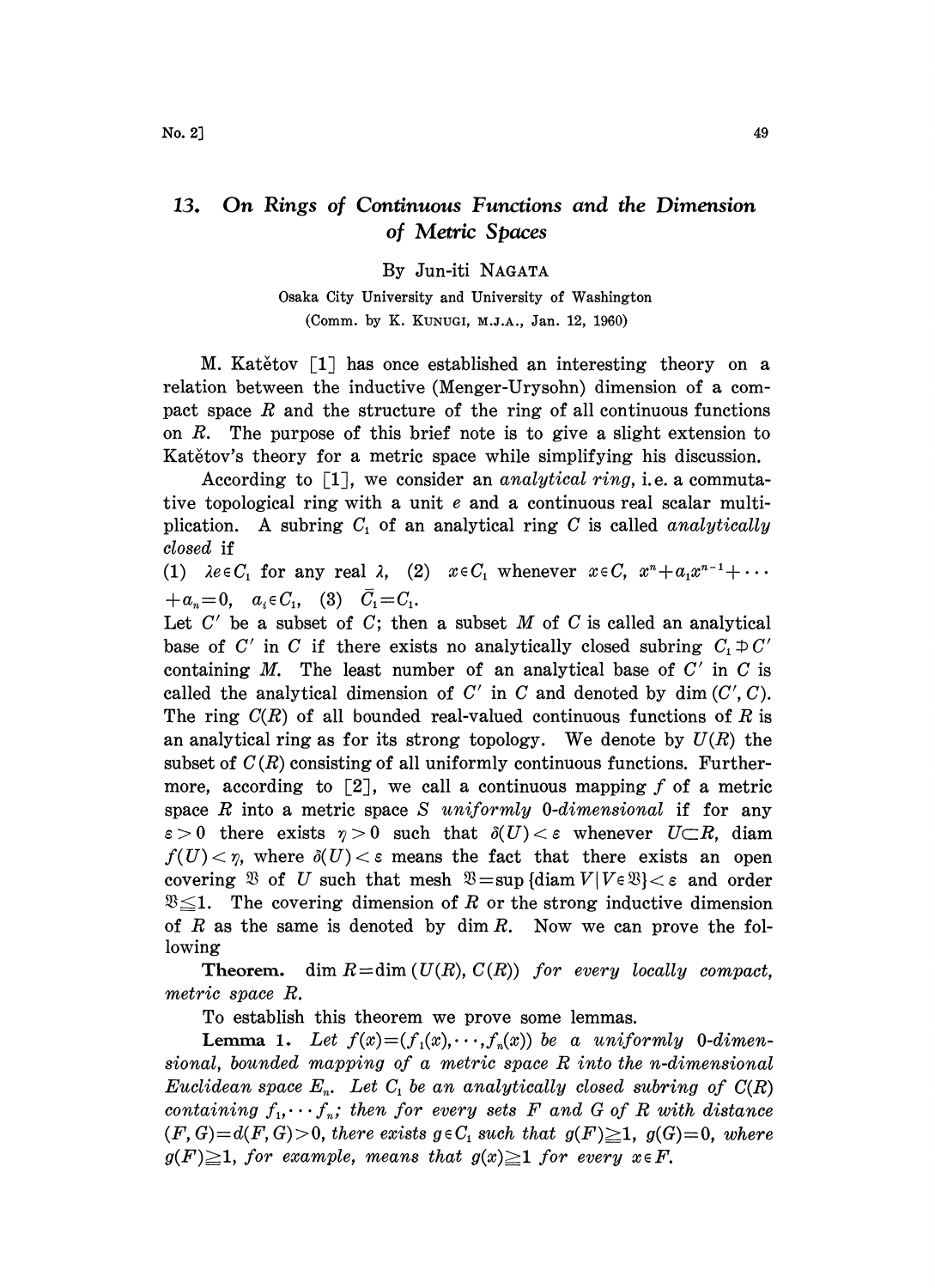# 13. On Rings of Continuous Functions and the Dimension of Metric Spaces

By Jun-iti NAGATA

Osaka City University and University of Washington

(Comm. by K. KUNUGI, M.J.A., Jan. 12, 1960)

M. Katětov [1] has once established an interesting theory on a relation between the inductive (Menger-Urysohn) dimension of a compact space $R$ and the structure of the ring of all continuous functions on $R$. The purpose of this brief note is to give a slight extension to Katětov's theory for a metric space while simplifying his discussion.

According to [1], we consider an *analytical ring*, i.e. a commutative topological ring with a unit $e$ and a continuous real scalar multiplication. A subring $C_1$ of an analytical ring $C$ is called *analytically closed* if

(1) $\lambda e \in C_1$ for any real $\lambda$, (2) $x \in C_1$ whenever $x \in C$, $x^n + a_1 x^{n-1} + \cdots + a_n = 0$, $a_i \in C_1$, (3) $\bar{C}_1 = C_1$.

Let $C'$ be a subset of $C$; then a subset $M$ of $C$ is called an analytical base of $C'$ in $C$ if there exists no analytically closed subring $C_1 \not\supset C'$ containing $M$. The least number of an analytical base of $C'$ in $C$ is called the analytical dimension of $C'$ in $C$ and denoted by $\dim(C', C)$. The ring $C(R)$ of all bounded real-valued continuous functions of $R$ is an analytical ring as for its strong topology. We denote by $U(R)$ the subset of $C(R)$ consisting of all uniformly continuous functions. Furthermore, according to [2], we call a continuous mapping $f$ of a metric space $R$ into a metric space $S$ *uniformly 0-dimensional* if for any $\varepsilon > 0$ there exists $\eta > 0$ such that $\delta(U) < \varepsilon$ whenever $U \subset R$, diam $f(U) < \eta$, where $\delta(U) < \varepsilon$ means the fact that there exists an open covering $\mathfrak{V}$ of $U$ such that mesh $\mathfrak{V} = \sup\{\text{diam } V \mid V \in \mathfrak{V}\} < \varepsilon$ and order $\mathfrak{V} \leqq 1$. The covering dimension of $R$ or the strong inductive dimension of $R$ as the same is denoted by $\dim R$. Now we can prove the following

**Theorem.** $\dim R = \dim(U(R), C(R))$ *for every locally compact, metric space* $R$.

To establish this theorem we prove some lemmas.

**Lemma 1.** *Let* $f(x) = (f_1(x), \cdots, f_n(x))$ *be a uniformly 0-dimensional, bounded mapping of a metric space* $R$ *into the n-dimensional Euclidean space* $E_n$. *Let* $C_1$ *be an analytically closed subring of* $C(R)$ *containing* $f_1, \cdots f_n$; *then for every sets* $F$ *and* $G$ *of* $R$ *with distance* $(F, G) = d(F, G) > 0$, *there exists* $g \in C_1$ *such that* $g(F) \geqq 1$, $g(G) = 0$, *where* $g(F) \geqq 1$, *for example, means that* $g(x) \geqq 1$ *for every* $x \in F$.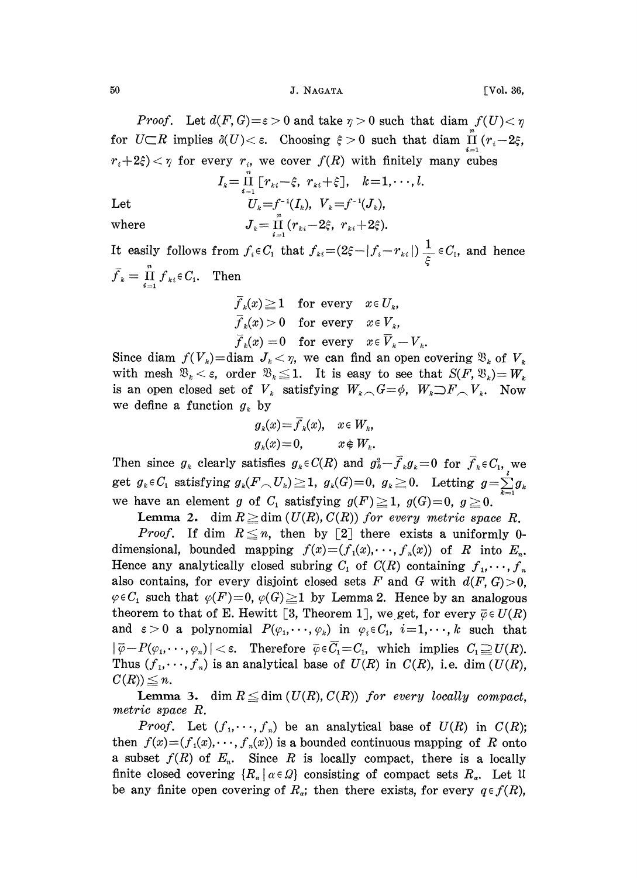*Proof.* Let $d(F, G)=\varepsilon > 0$ and take $\eta > 0$ such that diam $f(U) < \eta$ for $U \subset R$ implies $\delta(U) < \varepsilon$. Choosing $\xi > 0$ such that diam $\prod_{i=1}^{n} (r_i - 2\xi, r_i + 2\xi) < \eta$ for every $r_i$, we cover $f(R)$ with finitely many cubes

$$I_k = \prod_{i=1}^{n} [r_{ki} - \xi,\ r_{ki} + \xi], \quad k=1,\cdots,l.$$

Let
$$U_k = f^{-1}(I_k),\ V_k = f^{-1}(J_k),$$
where
$$J_k = \prod_{i=1}^{n} (r_{ki} - 2\xi,\ r_{ki} + 2\xi).$$

It easily follows from $f_i \in C_1$ that $f_{ki} = (2\xi - |f_i - r_{ki}|) \frac{1}{\xi} \in C_1$, and hence $\bar{f}_k = \prod_{i=1}^{n} f_{ki} \in C_1$. Then

$$\bar{f}_k(x) \geqq 1 \quad \text{for every} \quad x \in U_k,$$
$$\bar{f}_k(x) > 0 \quad \text{for every} \quad x \in V_k,$$
$$\bar{f}_k(x) = 0 \quad \text{for every} \quad x \in \bar{V}_k - V_k.$$

Since diam $f(V_k)$ = diam $J_k < \eta$, we can find an open covering $\mathfrak{V}_k$ of $V_k$ with mesh $\mathfrak{V}_k < \varepsilon$, order $\mathfrak{V}_k \leqq 1$. It is easy to see that $S(F, \mathfrak{V}_k) = W_k$ is an open closed set of $V_k$ satisfying $W_k \frown G = \phi$, $W_k \supset F \frown V_k$. Now we define a function $g_k$ by

$$g_k(x) = \bar{f}_k(x), \quad x \in W_k,$$
$$g_k(x) = 0, \qquad x \notin W_k.$$

Then since $g_k$ clearly satisfies $g_k \in C(R)$ and $g_k^2 - \bar{f}_k g_k = 0$ for $\bar{f}_k \in C_1$, we get $g_k \in C_1$ satisfying $g_k(F \frown U_k) \geqq 1$, $g_k(G) = 0$, $g_k \geqq 0$. Letting $g = \sum_{k=1}^{l} g_k$ we have an element $g$ of $C_1$ satisfying $g(F) \geqq 1$, $g(G) = 0$, $g \geqq 0$.

**Lemma 2.** $\dim R \geqq \dim (U(R), C(R))$ *for every metric space* $R$.

*Proof.* If $\dim R \leqq n$, then by [2] there exists a uniformly 0-dimensional, bounded mapping $f(x) = (f_1(x), \cdots, f_n(x))$ of $R$ into $E_n$. Hence any analytically closed subring $C_1$ of $C(R)$ containing $f_1, \cdots, f_n$ also contains, for every disjoint closed sets $F$ and $G$ with $d(F, G) > 0$, $\varphi \in C_1$ such that $\varphi(F) = 0$, $\varphi(G) \geqq 1$ by Lemma 2. Hence by an analogous theorem to that of E. Hewitt [3, Theorem 1], we get, for every $\bar{\varphi} \in U(R)$ and $\varepsilon > 0$ a polynomial $P(\varphi_1, \cdots, \varphi_k)$ in $\varphi_i \in C_1$, $i = 1, \cdots, k$ such that $|\bar{\varphi} - P(\varphi_1, \cdots, \varphi_n)| < \varepsilon$. Therefore $\bar{\varphi} \in \bar{C}_1 = C_1$, which implies $C_1 \supseteq U(R)$. Thus $(f_1, \cdots, f_n)$ is an analytical base of $U(R)$ in $C(R)$, i.e. $\dim (U(R), C(R)) \leqq n$.

**Lemma 3.** $\dim R \leqq \dim (U(R), C(R))$ *for every locally compact, metric space* $R$.

*Proof.* Let $(f_1, \cdots, f_n)$ be an analytical base of $U(R)$ in $C(R)$; then $f(x) = (f_1(x), \cdots, f_n(x))$ is a bounded continuous mapping of $R$ onto a subset $f(R)$ of $E_n$. Since $R$ is locally compact, there is a locally finite closed covering $\{R_\alpha \mid \alpha \in \Omega\}$ consisting of compact sets $R_\alpha$. Let $\mathfrak{U}$ be any finite open covering of $R_\alpha$; then there exists, for every $q \in f(R)$,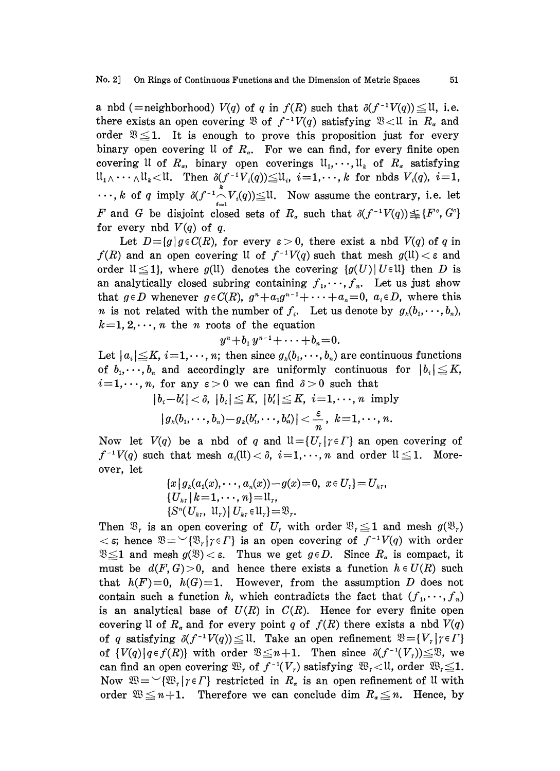a nbd (=neighborhood) $V(q)$ of $q$ in $f(R)$ such that $\delta(f^{-1}V(q)) \leqq \mathfrak{U}$, i.e. there exists an open covering $\mathfrak{V}$ of $f^{-1}V(q)$ satisfying $\mathfrak{V} < \mathfrak{U}$ in $R_\alpha$ and order $\mathfrak{V} \leqq 1$. It is enough to prove this proposition just for every binary open covering $\mathfrak{U}$ of $R_\alpha$. For we can find, for every finite open covering $\mathfrak{U}$ of $R_\alpha$, binary open coverings $\mathfrak{U}_1, \cdots, \mathfrak{U}_k$ of $R_\alpha$ satisfying $\mathfrak{U}_1 \wedge \cdots \wedge \mathfrak{U}_k < \mathfrak{U}$. Then $\delta(f^{-1}V_i(q)) \leqq \mathfrak{U}_i$, $i=1, \cdots, k$ for nbds $V_i(q)$, $i=1, \cdots, k$ of $q$ imply $\delta(f^{-1} \bigcap_{i=1}^{k} V_i(q)) \leqq \mathfrak{U}$. Now assume the contrary, i.e. let $F$ and $G$ be disjoint closed sets of $R_\alpha$ such that $\delta(f^{-1}V(q)) \not\leqq \{F^c, G^c\}$ for every nbd $V(q)$ of $q$.

Let $D = \{g \mid g \in C(R)$, for every $\varepsilon > 0$, there exist a nbd $V(q)$ of $q$ in $f(R)$ and an open covering $\mathfrak{U}$ of $f^{-1}V(q)$ such that mesh $g(\mathfrak{U}) < \varepsilon$ and order $\mathfrak{U} \leqq 1\}$, where $g(\mathfrak{U})$ denotes the covering $\{g(U) \mid U \in \mathfrak{U}\}$ then $D$ is an analytically closed subring containing $f_1, \cdots, f_n$. Let us just show that $g \in D$ whenever $g \in C(R)$, $g^n + a_1 g^{n-1} + \cdots + a_n = 0$, $a_i \in D$, where this $n$ is not related with the number of $f_i$. Let us denote by $g_k(b_1, \cdots, b_n)$, $k=1, 2, \cdots, n$ the $n$ roots of the equation

$$y^n + b_1 y^{n-1} + \cdots + b_n = 0.$$

Let $|a_i| \leqq K$, $i=1, \cdots, n$; then since $g_k(b_1, \cdots, b_n)$ are continuous functions of $b_1, \cdots, b_n$ and accordingly are uniformly continuous for $|b_i| \leqq K$, $i=1, \cdots, n$, for any $\varepsilon > 0$ we can find $\delta > 0$ such that

$$|b_i - b_i'| < \delta,\ |b_i| \leqq K,\ |b_i'| \leqq K,\ i=1, \cdots, n \text{ imply}$$
$$|g_k(b_1, \cdots, b_n) - g_k(b_1', \cdots, b_n')| < \frac{\varepsilon}{n},\ k=1, \cdots, n.$$

Now let $V(q)$ be a nbd of $q$ and $\mathfrak{U} = \{U_\gamma \mid \gamma \in \Gamma\}$ an open covering of $f^{-1}V(q)$ such that mesh $a_i(\mathfrak{U}) < \delta$, $i=1, \cdots, n$ and order $\mathfrak{U} \leqq 1$. Moreover, let

$$\{x \mid g_k(a_1(x), \cdots, a_n(x)) - g(x) = 0,\ x \in U_\gamma\} = U_{k\gamma},$$
$$\{U_{k\gamma} \mid k=1, \cdots, n\} = \mathfrak{U}_\gamma,$$
$$\{S^n(U_{k\gamma}, \mathfrak{U}_\gamma) \mid U_{k\gamma} \in \mathfrak{U}_\gamma\} = \mathfrak{V}_\gamma.$$

Then $\mathfrak{V}_\gamma$ is an open covering of $U_\gamma$ with order $\mathfrak{V}_\gamma \leqq 1$ and mesh $g(\mathfrak{V}_\gamma) < \varepsilon$; hence $\mathfrak{V} = \smile\{\mathfrak{V}_\gamma \mid \gamma \in \Gamma\}$ is an open covering of $f^{-1}V(q)$ with order $\mathfrak{V} \leqq 1$ and mesh $g(\mathfrak{V}) < \varepsilon$. Thus we get $g \in D$. Since $R_\alpha$ is compact, it must be $d(F, G) > 0$, and hence there exists a function $h \in U(R)$ such that $h(F) = 0$, $h(G) = 1$. However, from the assumption $D$ does not contain such a function $h$, which contradicts the fact that $(f_1, \cdots, f_n)$ is an analytical base of $U(R)$ in $C(R)$. Hence for every finite open covering $\mathfrak{U}$ of $R_\alpha$ and for every point $q$ of $f(R)$ there exists a nbd $V(q)$ of $q$ satisfying $\delta(f^{-1}V(q)) \leqq \mathfrak{U}$. Take an open refinement $\mathfrak{V} = \{V_\gamma \mid \gamma \in \Gamma\}$ of $\{V(q) \mid q \in f(R)\}$ with order $\mathfrak{V} \leqq n+1$. Then since $\delta(f^{-1}(V_\gamma)) \leqq \mathfrak{V}$, we can find an open covering $\mathfrak{W}_\gamma$ of $f^{-1}(V_\gamma)$ satisfying $\mathfrak{W}_\gamma < \mathfrak{U}$, order $\mathfrak{W}_\gamma \leqq 1$. Now $\mathfrak{W} = \smile\{\mathfrak{W}_\gamma \mid \gamma \in \Gamma\}$ restricted in $R_\alpha$ is an open refinement of $\mathfrak{U}$ with order $\mathfrak{W} \leqq n+1$. Therefore we can conclude dim $R_\alpha \leqq n$. Hence, by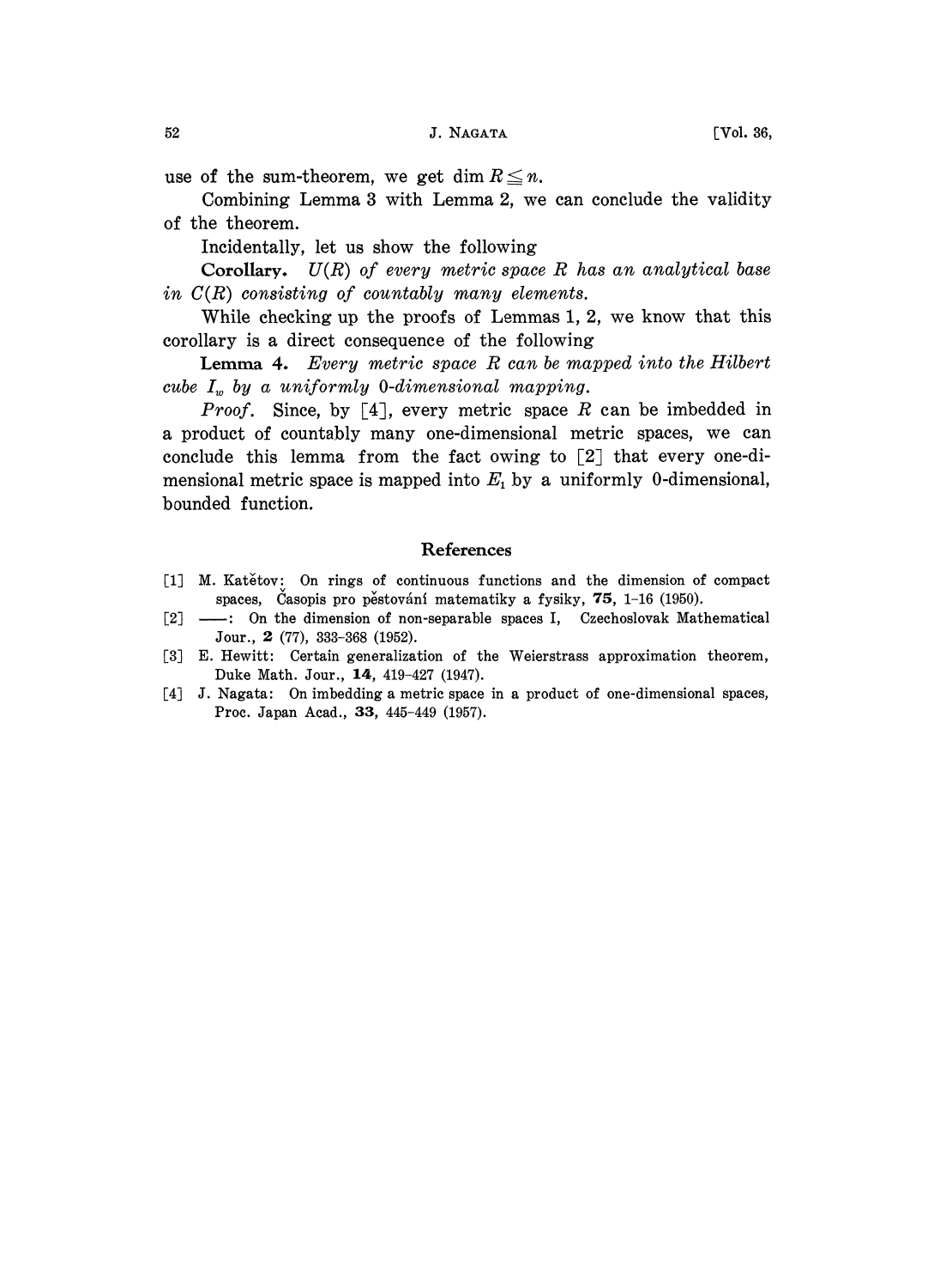use of the sum-theorem, we get $\dim R \leqq n$.

Combining Lemma 3 with Lemma 2, we can conclude the validity of the theorem.

Incidentally, let us show the following

**Corollary.** *$U(R)$ of every metric space $R$ has an analytical base in $C(R)$ consisting of countably many elements.*

While checking up the proofs of Lemmas 1, 2, we know that this corollary is a direct consequence of the following

**Lemma 4.** *Every metric space $R$ can be mapped into the Hilbert cube $I_w$ by a uniformly 0-dimensional mapping.*

*Proof.* Since, by [4], every metric space $R$ can be imbedded in a product of countably many one-dimensional metric spaces, we can conclude this lemma from the fact owing to [2] that every one-dimensional metric space is mapped into $E_1$ by a uniformly 0-dimensional, bounded function.

## References

[1] M. Katětov: On rings of continuous functions and the dimension of compact spaces, Časopis pro pěstování matematiky a fysiky, **75**, 1-16 (1950).

[2] ——: On the dimension of non-separable spaces I, Czechoslovak Mathematical Jour., **2** (77), 333-368 (1952).

[3] E. Hewitt: Certain generalization of the Weierstrass approximation theorem, Duke Math. Jour., **14**, 419-427 (1947).

[4] J. Nagata: On imbedding a metric space in a product of one-dimensional spaces, Proc. Japan Acad., **33**, 445-449 (1957).